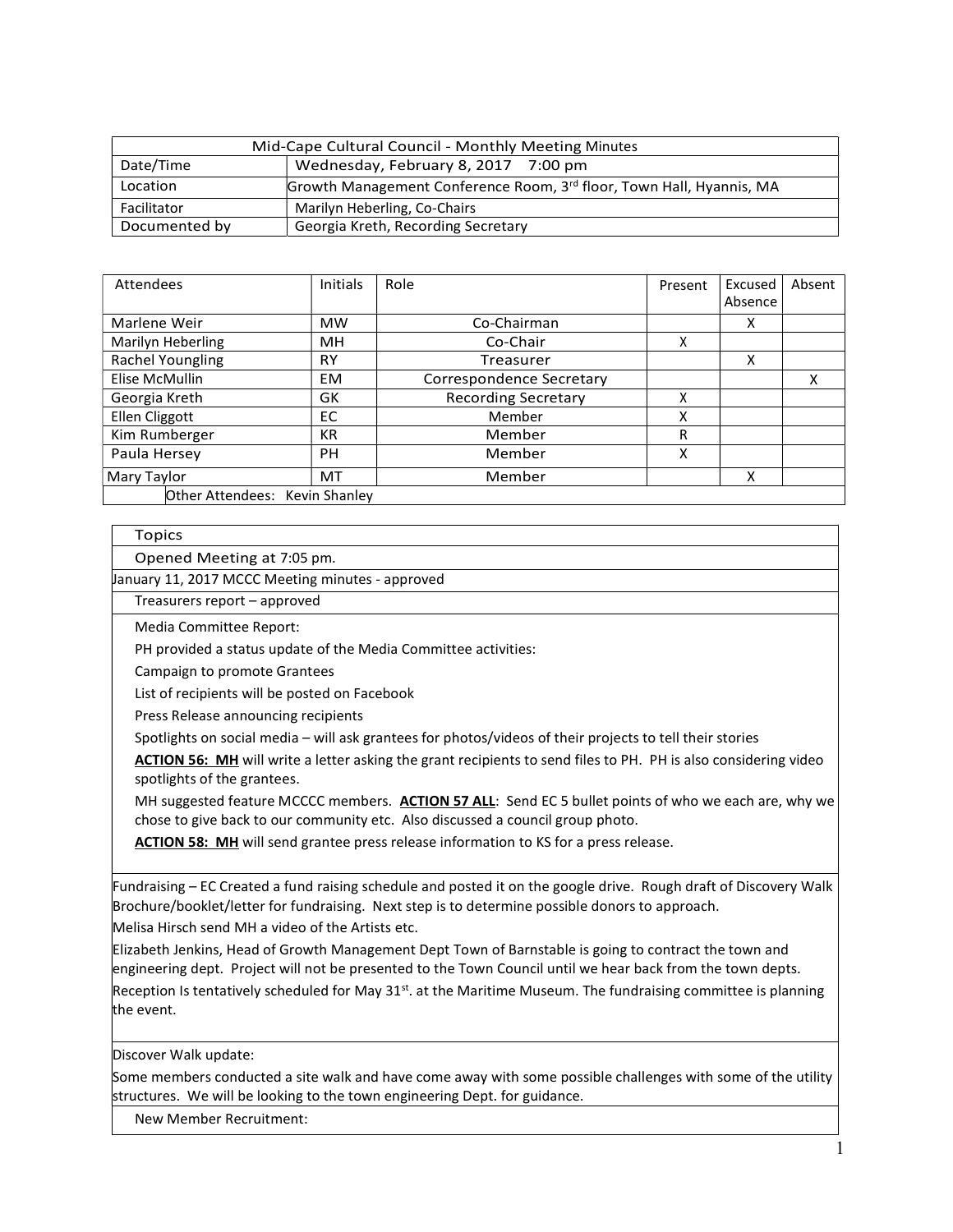| Mid-Cape Cultural Council - Monthly Meeting Minutes | |
|---|---|
| Date/Time | Wednesday, February 8, 2017 7:00 pm |
| Location | Growth Management Conference Room, 3rd floor, Town Hall, Hyannis, MA |
| Facilitator | Marilyn Heberling, Co-Chairs |
| Documented by | Georgia Kreth, Recording Secretary |

| Attendees | Initials | Role | Present | Excused Absence | Absent |
|---|---|---|---|---|---|
| Marlene Weir | MW | Co-Chairman | | X | |
| Marilyn Heberling | MH | Co-Chair | X | | |
| Rachel Youngling | RY | Treasurer | | X | |
| Elise McMullin | EM | Correspondence Secretary | | | X |
| Georgia Kreth | GK | Recording Secretary | X | | |
| Ellen Cliggott | EC | Member | X | | |
| Kim Rumberger | KR | Member | R | | |
| Paula Hersey | PH | Member | X | | |
| Mary Taylor | MT | Member | | X | |
| Other Attendees: Kevin Shanley | | | | | |

| Topics |
|---|
| Opened Meeting at 7:05 pm. |
| January 11, 2017 MCCC Meeting minutes - approved |
| Treasurers report – approved |
| Media Committee Report:<br>PH provided a status update of the Media Committee activities:<br>Campaign to promote Grantees<br>List of recipients will be posted on Facebook<br>Press Release announcing recipients<br>Spotlights on social media – will ask grantees for photos/videos of their projects to tell their stories<br>**ACTION 56: MH** will write a letter asking the grant recipients to send files to PH. PH is also considering video spotlights of the grantees.<br>MH suggested feature MCCCC members. **ACTION 57 ALL**: Send EC 5 bullet points of who we each are, why we chose to give back to our community etc. Also discussed a council group photo.<br>**ACTION 58: MH** will send grantee press release information to KS for a press release. |
| Fundraising – EC Created a fund raising schedule and posted it on the google drive. Rough draft of Discovery Walk Brochure/booklet/letter for fundraising. Next step is to determine possible donors to approach.<br>Melisa Hirsch send MH a video of the Artists etc.<br>Elizabeth Jenkins, Head of Growth Management Dept Town of Barnstable is going to contract the town and engineering dept. Project will not be presented to the Town Council until we hear back from the town depts.<br>Reception Is tentatively scheduled for May 31st. at the Maritime Museum. The fundraising committee is planning the event. |
| Discover Walk update:<br>Some members conducted a site walk and have come away with some possible challenges with some of the utility structures. We will be looking to the town engineering Dept. for guidance. |
| New Member Recruitment: |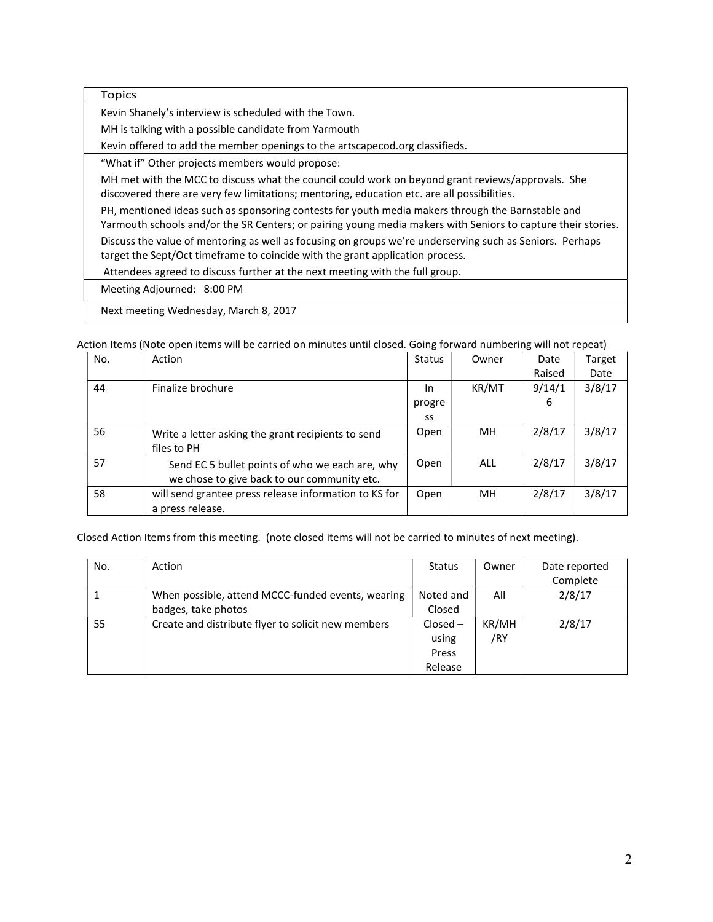| Topics |
|---|
| Kevin Shanely's interview is scheduled with the Town.<br>MH is talking with a possible candidate from Yarmouth<br>Kevin offered to add the member openings to the artscapecod.org classifieds. |
| "What if" Other projects members would propose:<br>MH met with the MCC to discuss what the council could work on beyond grant reviews/approvals. She discovered there are very few limitations; mentoring, education etc. are all possibilities.<br>PH, mentioned ideas such as sponsoring contests for youth media makers through the Barnstable and Yarmouth schools and/or the SR Centers; or pairing young media makers with Seniors to capture their stories.<br>Discuss the value of mentoring as well as focusing on groups we're underserving such as Seniors. Perhaps target the Sept/Oct timeframe to coincide with the grant application process.<br>Attendees agreed to discuss further at the next meeting with the full group. |
| Meeting Adjourned: 8:00 PM |
| Next meeting Wednesday, March 8, 2017 |

Action Items (Note open items will be carried on minutes until closed. Going forward numbering will not repeat)

| No. | Action | Status | Owner | Date Raised | Target Date |
|---|---|---|---|---|---|
| 44 | Finalize brochure | In progress | KR/MT | 9/14/16 | 3/8/17 |
| 56 | Write a letter asking the grant recipients to send files to PH | Open | MH | 2/8/17 | 3/8/17 |
| 57 | Send EC 5 bullet points of who we each are, why we chose to give back to our community etc. | Open | ALL | 2/8/17 | 3/8/17 |
| 58 | will send grantee press release information to KS for a press release. | Open | MH | 2/8/17 | 3/8/17 |

Closed Action Items from this meeting. (note closed items will not be carried to minutes of next meeting).

| No. | Action | Status | Owner | Date reported Complete |
|---|---|---|---|---|
| 1 | When possible, attend MCCC-funded events, wearing badges, take photos | Noted and Closed | All | 2/8/17 |
| 55 | Create and distribute flyer to solicit new members | Closed – using Press Release | KR/MH/RY | 2/8/17 |